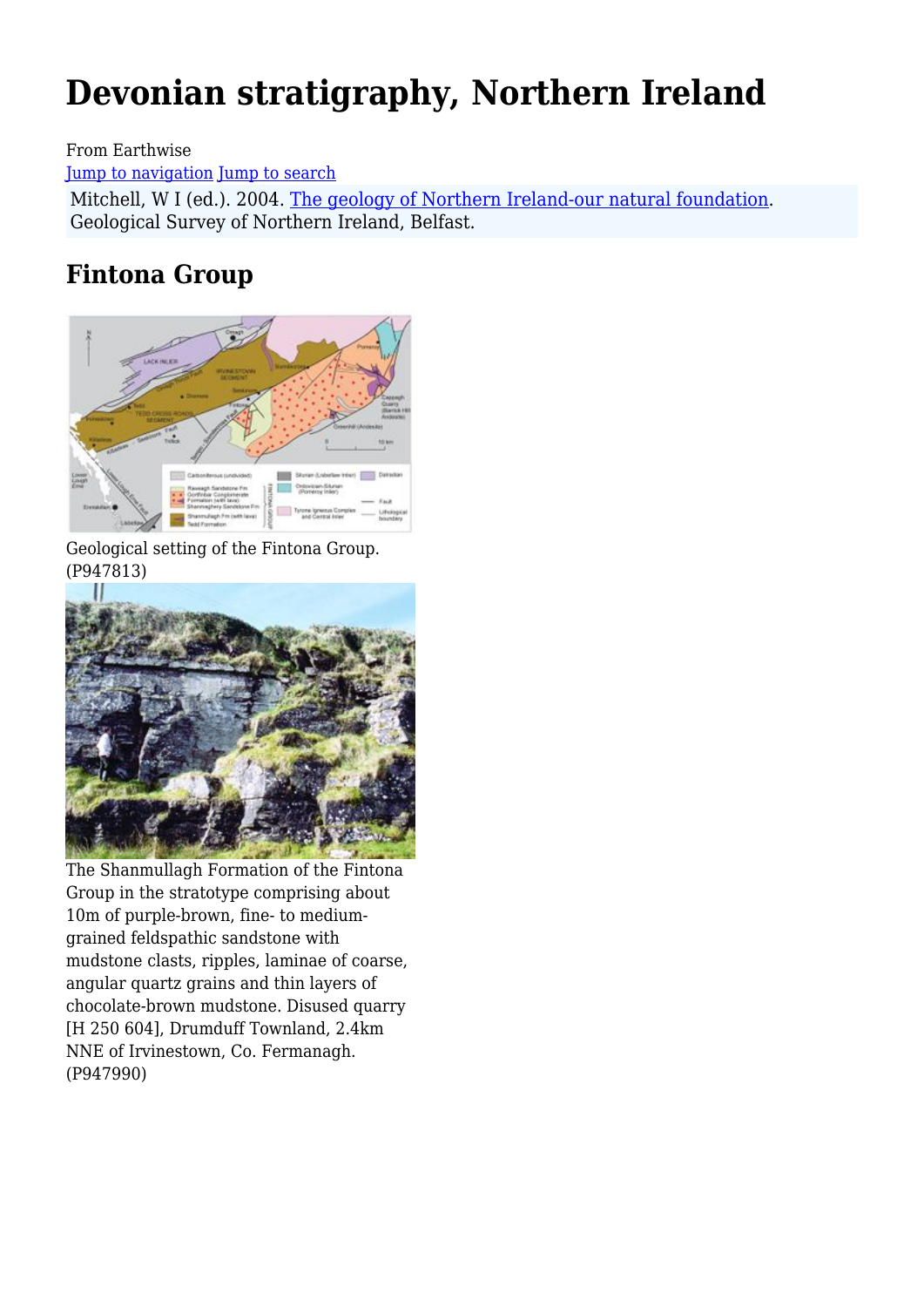# Devonian stratigraphy, Northern Ireland

From Earthwise

Jump to navigation Jump to search

Mitchell, W I (ed.). 2004. The geology of Northern Ireland-our natural foundation. Geological Survey of Northern Ireland, Belfast.

## Fintona Group

Geological setting of the Fintona Group. (P947813)

The Shanmullagh Formation of the Fintona Group in the stratotype comprising about 10m of purple-brown, fine- to medium-grained feldspathic sandstone with mudstone clasts, ripples, laminae of coarse, angular quartz grains and thin layers of chocolate-brown mudstone. Disused quarry [H 250 604], Drumduff Townland, 2.4km NNE of Irvinestown, Co. Fermanagh. (P947990)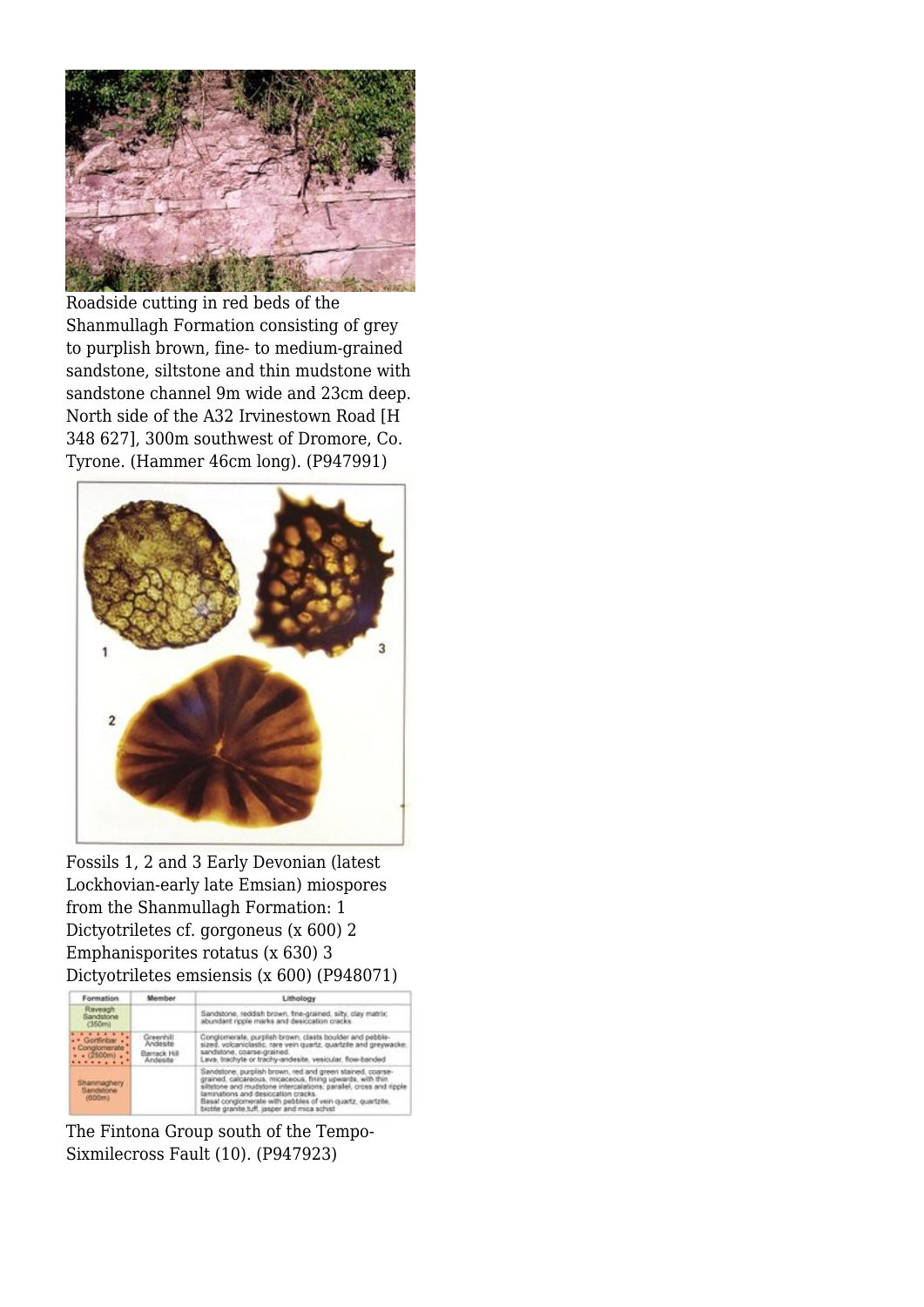Roadside cutting in red beds of the Shanmullagh Formation consisting of grey to purplish brown, fine- to medium-grained sandstone, siltstone and thin mudstone with sandstone channel 9m wide and 23cm deep. North side of the A32 Irvinestown Road [H 348 627], 300m southwest of Dromore, Co. Tyrone. (Hammer 46cm long). (P947991)

Fossils 1, 2 and 3 Early Devonian (latest Lockhovian-early late Emsian) miospores from the Shanmullagh Formation: 1 Dictyotriletes cf. gorgoneus (x 600) 2 Emphanisporites rotatus (x 630) 3 Dictyotriletes emsiensis (x 600) (P948071)

| Formation | Member | Lithology |
| --- | --- | --- |
| Raveagh Sandstone (350m) | | Sandstone, reddish brown, fine-grained, silty, clay matrix; abundant ripple marks and desiccation cracks |
| Gortfinbar Conglomerate (2500m) | Greenhill Andesite<br>Barrack Hill Andesite | Conglomerate, purplish brown, clasts boulder and pebble-sized, volcaniclastic, rare vein quartz, quartzite and greywacke; sandstone, coarse-grained.<br>Lava, trachyte or trachy-andesite, vesicular, flow-banded |
| Shanmaghery Sandstone (600m) | | Sandstone, purplish brown, red and green stained, coarse-grained, calcareous, micaceous, fining upwards, with thin siltstone and mudstone intercalations; parallel, cross and ripple laminations and desiccation cracks.<br>Basal conglomerate with pebbles of vein quartz, quartzite, biotite granite,tuff, jasper and mica schist |

The Fintona Group south of the Tempo-Sixmilecross Fault (10). (P947923)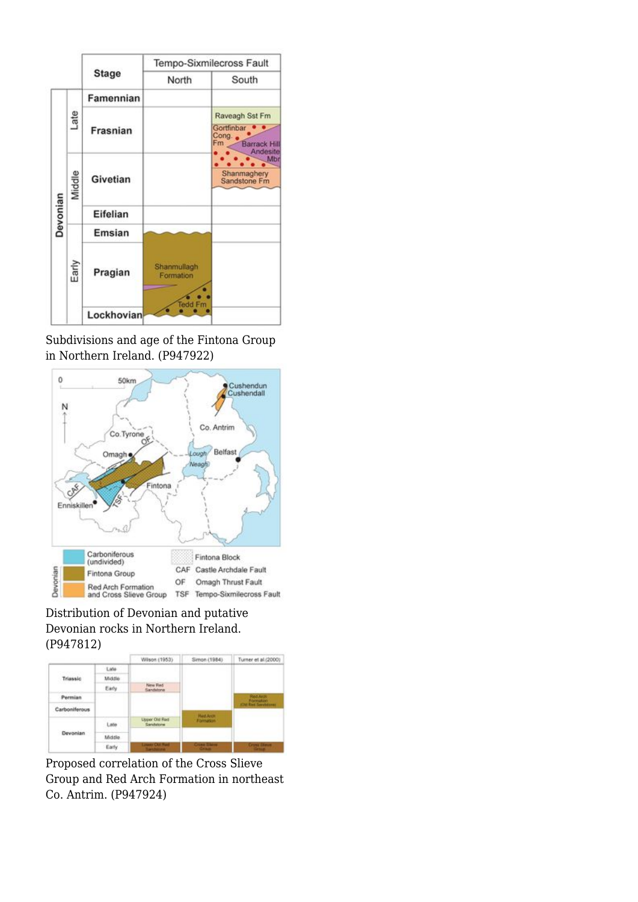Subdivisions and age of the Fintona Group in Northern Ireland. (P947922)

Distribution of Devonian and putative Devonian rocks in Northern Ireland. (P947812)

Proposed correlation of the Cross Slieve Group and Red Arch Formation in northeast Co. Antrim. (P947924)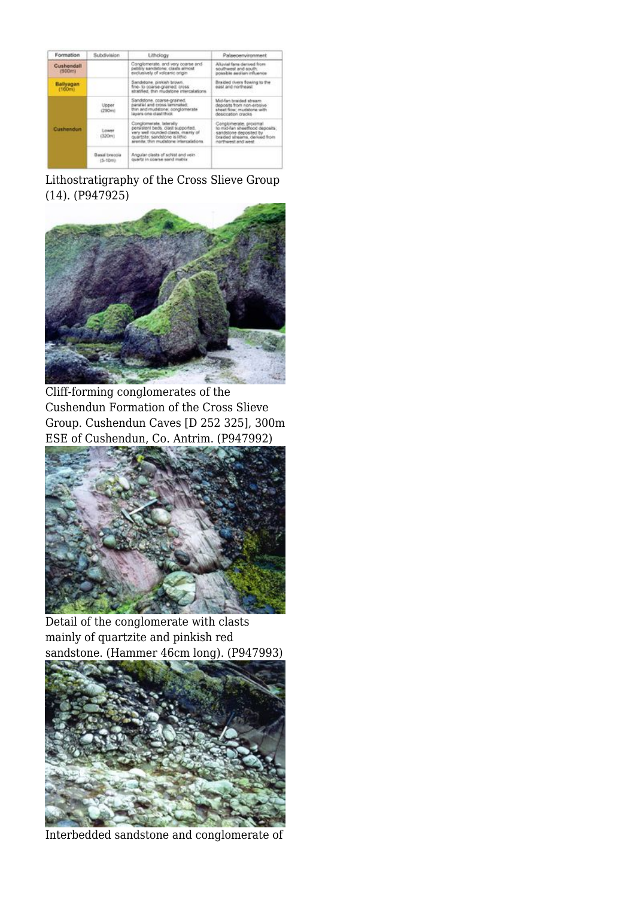| Formation | Subdivision | Lithology | Palaeoenvironment |
|---|---|---|---|
| Cushendall (600m) | | Conglomerate, and very coarse and pebbly sandstone; clasts almost exclusively of volcanic origin | Alluvial fans derived from southwest and south; possible aeolian influence |
| Ballyagan (160m) | | Sandstone, pinkish brown, fine- to coarse-grained, cross stratified, thin mudstone intercalations | Braided rivers flowing to the east and northeast |
| Cushendun | Upper (290m) | Sandstone, coarse-grained, parallel and cross laminated; thin and mudstone; conglomerate layers one clast thick | Mid-fan braided stream deposits from non-erosive sheet flow; mudstone with desiccation cracks |
| | Lower (320m) | Conglomerate, laterally persistent beds, clast supported, very well rounded clasts, mainly of quartzite; sandstone is lithic arenite; thin mudstone intercalations | Conglomerate, proximal to mid-fan sheetflood deposits; sandstone deposited by braided streams, derived from northwest and west |
| | Basal breccia (5-10m) | Angular clasts of schist and vein quartz in coarse sand matrix | |

Lithostratigraphy of the Cross Slieve Group (14). (P947925)

Cliff-forming conglomerates of the Cushendun Formation of the Cross Slieve Group. Cushendun Caves [D 252 325], 300m ESE of Cushendun, Co. Antrim. (P947992)

Detail of the conglomerate with clasts mainly of quartzite and pinkish red sandstone. (Hammer 46cm long). (P947993)

Interbedded sandstone and conglomerate of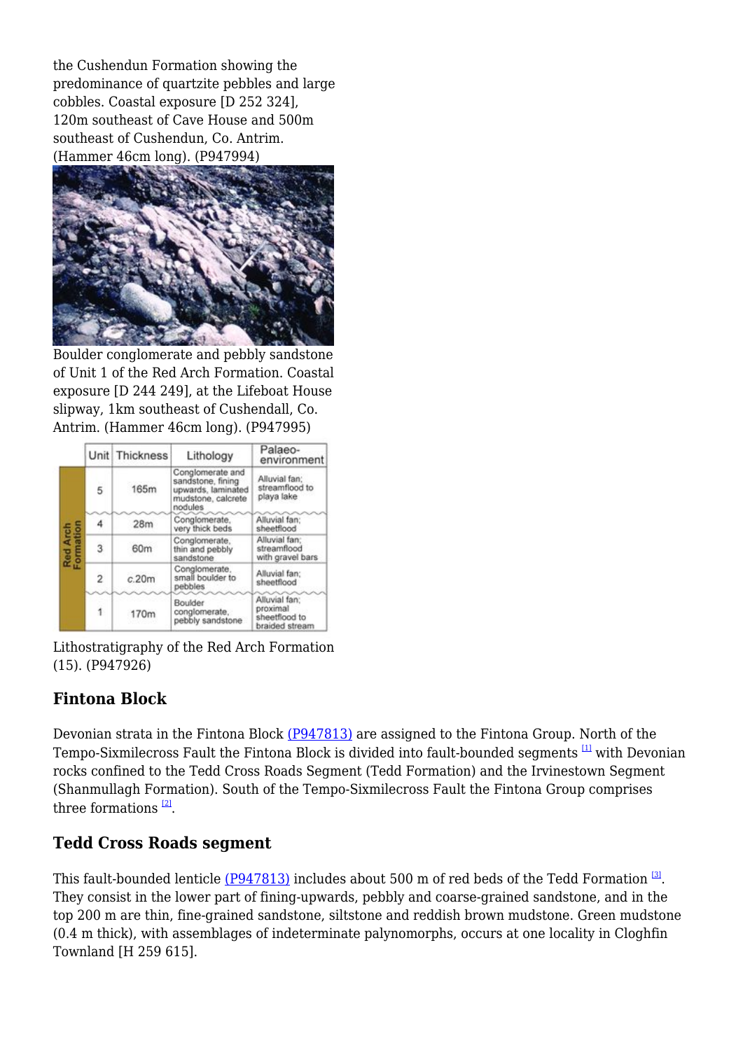the Cushendun Formation showing the predominance of quartzite pebbles and large cobbles. Coastal exposure [D 252 324], 120m southeast of Cave House and 500m southeast of Cushendun, Co. Antrim. (Hammer 46cm long). (P947994)

Boulder conglomerate and pebbly sandstone of Unit 1 of the Red Arch Formation. Coastal exposure [D 244 249], at the Lifeboat House slipway, 1km southeast of Cushendall, Co. Antrim. (Hammer 46cm long). (P947995)

| | Unit | Thickness | Lithology | Palaeo-environment |
|---|---|---|---|---|
| Red Arch Formation | 5 | 165m | Conglomerate and sandstone, fining upwards, laminated mudstone, calcrete nodules | Alluvial fan; streamflood to playa lake |
| | 4 | 28m | Conglomerate, very thick beds | Alluvial fan; sheetflood |
| | 3 | 60m | Conglomerate, thin and pebbly sandstone | Alluvial fan; streamflood with gravel bars |
| | 2 | c.20m | Conglomerate, small boulder to pebbles | Alluvial fan; sheetflood |
| | 1 | 170m | Boulder conglomerate, pebbly sandstone | Alluvial fan; proximal sheetflood to braided stream |

Lithostratigraphy of the Red Arch Formation (15). (P947926)

## Fintona Block

Devonian strata in the Fintona Block (P947813) are assigned to the Fintona Group. North of the Tempo-Sixmilecross Fault the Fintona Block is divided into fault-bounded segments [1] with Devonian rocks confined to the Tedd Cross Roads Segment (Tedd Formation) and the Irvinestown Segment (Shanmullagh Formation). South of the Tempo-Sixmilecross Fault the Fintona Group comprises three formations [2].

## Tedd Cross Roads segment

This fault-bounded lenticle (P947813) includes about 500 m of red beds of the Tedd Formation [3]. They consist in the lower part of fining-upwards, pebbly and coarse-grained sandstone, and in the top 200 m are thin, fine-grained sandstone, siltstone and reddish brown mudstone. Green mudstone (0.4 m thick), with assemblages of indeterminate palynomorphs, occurs at one locality in Cloghfin Townland [H 259 615].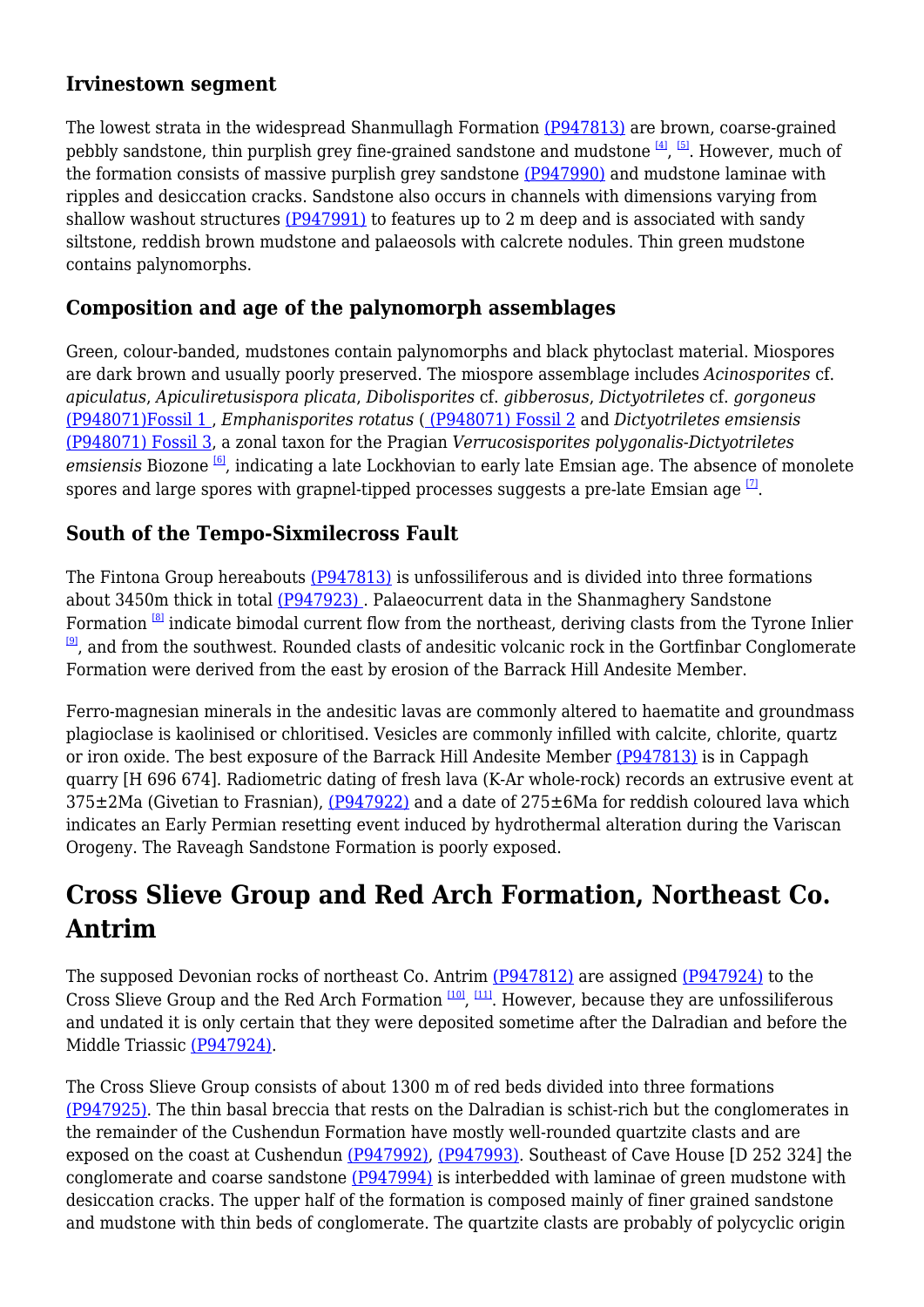### Irvinestown segment

The lowest strata in the widespread Shanmullagh Formation (P947813) are brown, coarse-grained pebbly sandstone, thin purplish grey fine-grained sandstone and mudstone [4], [5]. However, much of the formation consists of massive purplish grey sandstone (P947990) and mudstone laminae with ripples and desiccation cracks. Sandstone also occurs in channels with dimensions varying from shallow washout structures (P947991) to features up to 2 m deep and is associated with sandy siltstone, reddish brown mudstone and palaeosols with calcrete nodules. Thin green mudstone contains palynomorphs.

### Composition and age of the palynomorph assemblages

Green, colour-banded, mudstones contain palynomorphs and black phytoclast material. Miospores are dark brown and usually poorly preserved. The miospore assemblage includes *Acinosporites* cf. *apiculatus*, *Apiculiretusispora plicata*, *Dibolisporites* cf. *gibberosus*, *Dictyotriletes* cf. *gorgoneus* (P948071)Fossil 1 , *Emphanisporites rotatus* ( (P948071) Fossil 2 and *Dictyotriletes emsiensis* (P948071) Fossil 3, a zonal taxon for the Pragian *Verrucosisporites polygonalis-Dictyotriletes emsiensis* Biozone [6], indicating a late Lockhovian to early late Emsian age. The absence of monolete spores and large spores with grapnel-tipped processes suggests a pre-late Emsian age [7].

### South of the Tempo-Sixmilecross Fault

The Fintona Group hereabouts (P947813) is unfossiliferous and is divided into three formations about 3450m thick in total (P947923) . Palaeocurrent data in the Shanmaghery Sandstone Formation [8] indicate bimodal current flow from the northeast, deriving clasts from the Tyrone Inlier [9], and from the southwest. Rounded clasts of andesitic volcanic rock in the Gortfinbar Conglomerate Formation were derived from the east by erosion of the Barrack Hill Andesite Member.

Ferro-magnesian minerals in the andesitic lavas are commonly altered to haematite and groundmass plagioclase is kaolinised or chloritised. Vesicles are commonly infilled with calcite, chlorite, quartz or iron oxide. The best exposure of the Barrack Hill Andesite Member (P947813) is in Cappagh quarry [H 696 674]. Radiometric dating of fresh lava (K-Ar whole-rock) records an extrusive event at 375±2Ma (Givetian to Frasnian), (P947922) and a date of 275±6Ma for reddish coloured lava which indicates an Early Permian resetting event induced by hydrothermal alteration during the Variscan Orogeny. The Raveagh Sandstone Formation is poorly exposed.

## Cross Slieve Group and Red Arch Formation, Northeast Co. Antrim

The supposed Devonian rocks of northeast Co. Antrim (P947812) are assigned (P947924) to the Cross Slieve Group and the Red Arch Formation [10], [11]. However, because they are unfossiliferous and undated it is only certain that they were deposited sometime after the Dalradian and before the Middle Triassic (P947924).

The Cross Slieve Group consists of about 1300 m of red beds divided into three formations (P947925). The thin basal breccia that rests on the Dalradian is schist-rich but the conglomerates in the remainder of the Cushendun Formation have mostly well-rounded quartzite clasts and are exposed on the coast at Cushendun (P947992), (P947993). Southeast of Cave House [D 252 324] the conglomerate and coarse sandstone (P947994) is interbedded with laminae of green mudstone with desiccation cracks. The upper half of the formation is composed mainly of finer grained sandstone and mudstone with thin beds of conglomerate. The quartzite clasts are probably of polycyclic origin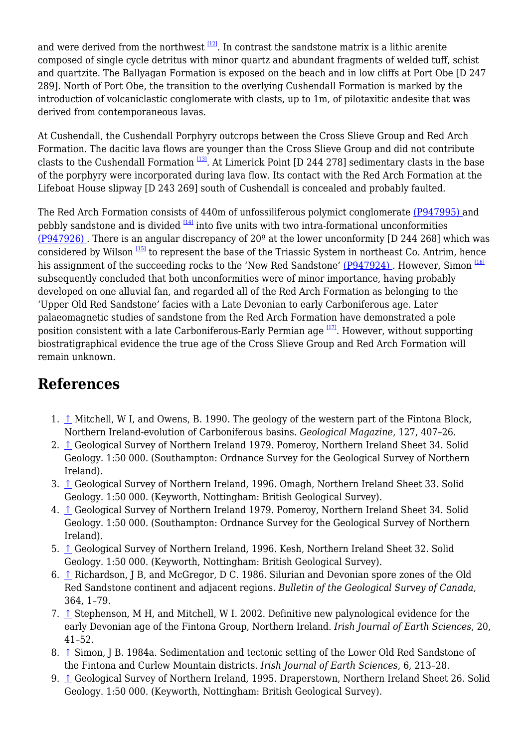and were derived from the northwest [12]. In contrast the sandstone matrix is a lithic arenite composed of single cycle detritus with minor quartz and abundant fragments of welded tuff, schist and quartzite. The Ballyagan Formation is exposed on the beach and in low cliffs at Port Obe [D 247 289]. North of Port Obe, the transition to the overlying Cushendall Formation is marked by the introduction of volcaniclastic conglomerate with clasts, up to 1m, of pilotaxitic andesite that was derived from contemporaneous lavas.

At Cushendall, the Cushendall Porphyry outcrops between the Cross Slieve Group and Red Arch Formation. The dacitic lava flows are younger than the Cross Slieve Group and did not contribute clasts to the Cushendall Formation [13]. At Limerick Point [D 244 278] sedimentary clasts in the base of the porphyry were incorporated during lava flow. Its contact with the Red Arch Formation at the Lifeboat House slipway [D 243 269] south of Cushendall is concealed and probably faulted.

The Red Arch Formation consists of 440m of unfossiliferous polymict conglomerate (P947995) and pebbly sandstone and is divided [14] into five units with two intra-formational unconformities (P947926) . There is an angular discrepancy of 20º at the lower unconformity [D 244 268] which was considered by Wilson [15] to represent the base of the Triassic System in northeast Co. Antrim, hence his assignment of the succeeding rocks to the 'New Red Sandstone' (P947924) . However, Simon [16] subsequently concluded that both unconformities were of minor importance, having probably developed on one alluvial fan, and regarded all of the Red Arch Formation as belonging to the 'Upper Old Red Sandstone' facies with a Late Devonian to early Carboniferous age. Later palaeomagnetic studies of sandstone from the Red Arch Formation have demonstrated a pole position consistent with a late Carboniferous-Early Permian age [17]. However, without supporting biostratigraphical evidence the true age of the Cross Slieve Group and Red Arch Formation will remain unknown.

## References

1. ↑ Mitchell, W I, and Owens, B. 1990. The geology of the western part of the Fintona Block, Northern Ireland-evolution of Carboniferous basins. *Geological Magazine*, 127, 407–26.
2. ↑ Geological Survey of Northern Ireland 1979. Pomeroy, Northern Ireland Sheet 34. Solid Geology. 1:50 000. (Southampton: Ordnance Survey for the Geological Survey of Northern Ireland).
3. ↑ Geological Survey of Northern Ireland, 1996. Omagh, Northern Ireland Sheet 33. Solid Geology. 1:50 000. (Keyworth, Nottingham: British Geological Survey).
4. ↑ Geological Survey of Northern Ireland 1979. Pomeroy, Northern Ireland Sheet 34. Solid Geology. 1:50 000. (Southampton: Ordnance Survey for the Geological Survey of Northern Ireland).
5. ↑ Geological Survey of Northern Ireland, 1996. Kesh, Northern Ireland Sheet 32. Solid Geology. 1:50 000. (Keyworth, Nottingham: British Geological Survey).
6. ↑ Richardson, J B, and McGregor, D C. 1986. Silurian and Devonian spore zones of the Old Red Sandstone continent and adjacent regions. *Bulletin of the Geological Survey of Canada*, 364, 1–79.
7. ↑ Stephenson, M H, and Mitchell, W I. 2002. Definitive new palynological evidence for the early Devonian age of the Fintona Group, Northern Ireland. *Irish Journal of Earth Sciences*, 20, 41–52.
8. ↑ Simon, J B. 1984a. Sedimentation and tectonic setting of the Lower Old Red Sandstone of the Fintona and Curlew Mountain districts. *Irish Journal of Earth Sciences*, 6, 213–28.
9. ↑ Geological Survey of Northern Ireland, 1995. Draperstown, Northern Ireland Sheet 26. Solid Geology. 1:50 000. (Keyworth, Nottingham: British Geological Survey).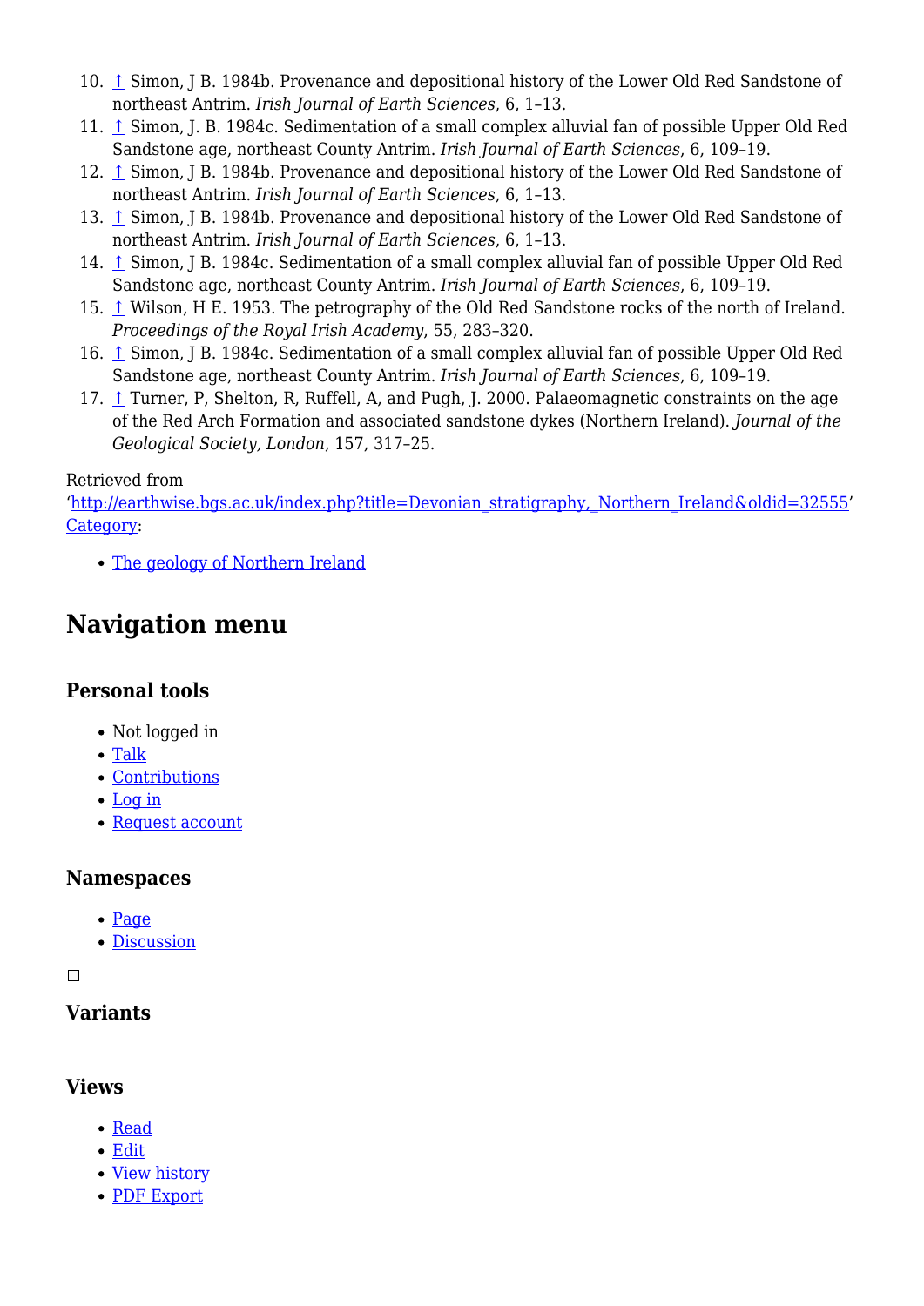10. ↑ Simon, J B. 1984b. Provenance and depositional history of the Lower Old Red Sandstone of northeast Antrim. *Irish Journal of Earth Sciences*, 6, 1–13.
11. ↑ Simon, J. B. 1984c. Sedimentation of a small complex alluvial fan of possible Upper Old Red Sandstone age, northeast County Antrim. *Irish Journal of Earth Sciences*, 6, 109–19.
12. ↑ Simon, J B. 1984b. Provenance and depositional history of the Lower Old Red Sandstone of northeast Antrim. *Irish Journal of Earth Sciences*, 6, 1–13.
13. ↑ Simon, J B. 1984b. Provenance and depositional history of the Lower Old Red Sandstone of northeast Antrim. *Irish Journal of Earth Sciences*, 6, 1–13.
14. ↑ Simon, J B. 1984c. Sedimentation of a small complex alluvial fan of possible Upper Old Red Sandstone age, northeast County Antrim. *Irish Journal of Earth Sciences*, 6, 109–19.
15. ↑ Wilson, H E. 1953. The petrography of the Old Red Sandstone rocks of the north of Ireland. *Proceedings of the Royal Irish Academy*, 55, 283–320.
16. ↑ Simon, J B. 1984c. Sedimentation of a small complex alluvial fan of possible Upper Old Red Sandstone age, northeast County Antrim. *Irish Journal of Earth Sciences*, 6, 109–19.
17. ↑ Turner, P, Shelton, R, Ruffell, A, and Pugh, J. 2000. Palaeomagnetic constraints on the age of the Red Arch Formation and associated sandstone dykes (Northern Ireland). *Journal of the Geological Society, London*, 157, 317–25.

Retrieved from 'http://earthwise.bgs.ac.uk/index.php?title=Devonian_stratigraphy,_Northern_Ireland&oldid=32555'
Category:

- The geology of Northern Ireland

## Navigation menu

### Personal tools

- Not logged in
- Talk
- Contributions
- Log in
- Request account

### Namespaces

- Page
- Discussion

### Variants

### Views

- Read
- Edit
- View history
- PDF Export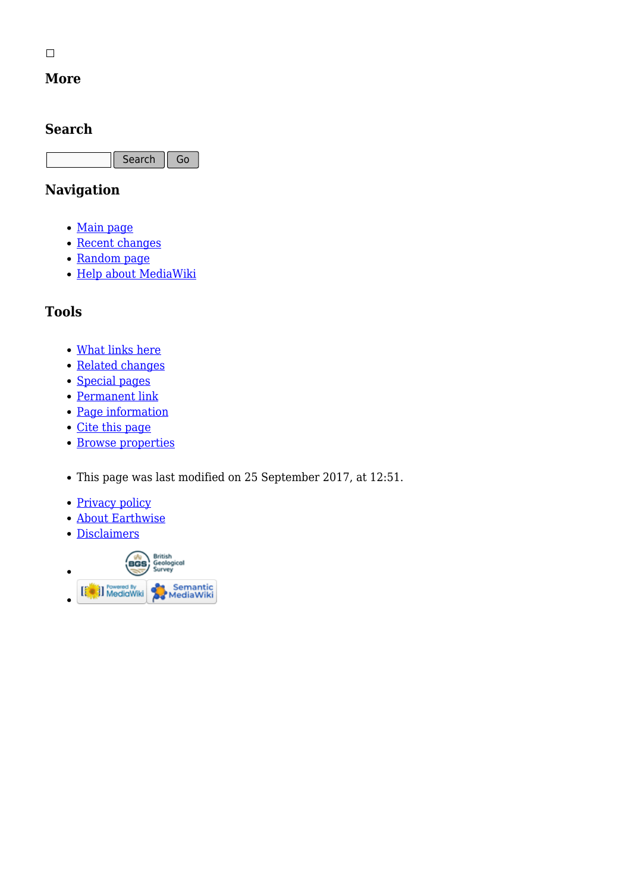## More

## Search

Search Go

## Navigation

- Main page
- Recent changes
- Random page
- Help about MediaWiki

## Tools

- What links here
- Related changes
- Special pages
- Permanent link
- Page information
- Cite this page
- Browse properties

- This page was last modified on 25 September 2017, at 12:51.

- Privacy policy
- About Earthwise
- Disclaimers